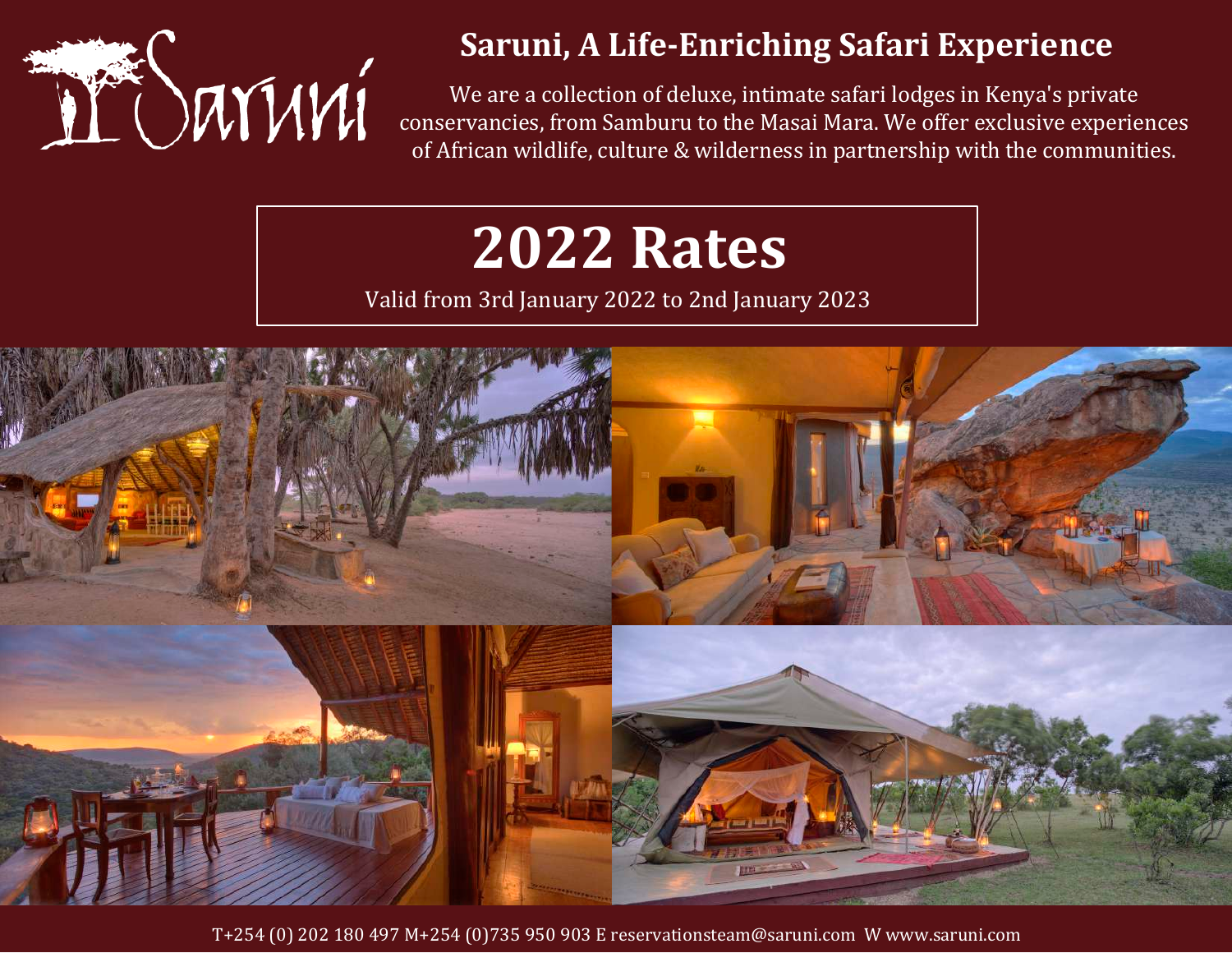# Saruni, A Life-Enriching Safari Experience

We are a collection of deluxe, intimate safari lodges in Kenya's private conservancies, from Samburu to the Masai Mara. We offer exclusive experiences of African wildlife, culture & wilderness in partnership with the communities.

# 2022 Rates

Valid from 3rd January 2022 to 2nd January 2023

T+254 (0) 202 180 497 M+254 (0)735 950 903 E reservationsteam@saruni.com W www.saruni.com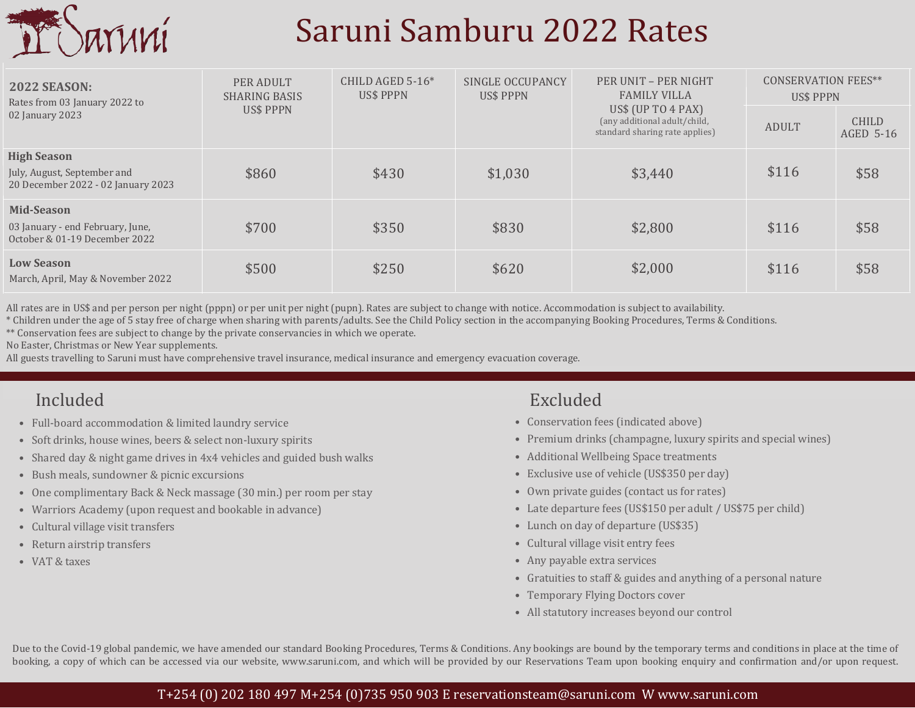# Saruni Samburu 2022 Rates

| **2022 SEASON:** Rates from 03 January 2022 to 02 January 2023 | PER ADULT SHARING BASIS US$ PPPN | CHILD AGED 5-16* US$ PPPN | SINGLE OCCUPANCY US$ PPPN | PER UNIT – PER NIGHT FAMILY VILLA US$ (UP TO 4 PAX) (any additional adult/child, standard sharing rate applies) | CONSERVATION FEES** US$ PPPN | |
|---|---|---|---|---|---|---|
| | | | | | ADULT | CHILD AGED 5-16 |
| **High Season** July, August, September and 20 December 2022 - 02 January 2023 | $860 | $430 | $1,030 | $3,440 | $116 | $58 |
| **Mid-Season** 03 January - end February, June, October & 01-19 December 2022 | $700 | $350 | $830 | $2,800 | $116 | $58 |
| **Low Season** March, April, May & November 2022 | $500 | $250 | $620 | $2,000 | $116 | $58 |

All rates are in US$ and per person per night (pppn) or per unit per night (pupn). Rates are subject to change with notice. Accommodation is subject to availability.
* Children under the age of 5 stay free of charge when sharing with parents/adults. See the Child Policy section in the accompanying Booking Procedures, Terms & Conditions.
** Conservation fees are subject to change by the private conservancies in which we operate.
No Easter, Christmas or New Year supplements.
All guests travelling to Saruni must have comprehensive travel insurance, medical insurance and emergency evacuation coverage.

## Included

- Full-board accommodation & limited laundry service
- Soft drinks, house wines, beers & select non-luxury spirits
- Shared day & night game drives in 4x4 vehicles and guided bush walks
- Bush meals, sundowner & picnic excursions
- One complimentary Back & Neck massage (30 min.) per room per stay
- Warriors Academy (upon request and bookable in advance)
- Cultural village visit transfers
- Return airstrip transfers
- VAT & taxes

## Excluded

- Conservation fees (indicated above)
- Premium drinks (champagne, luxury spirits and special wines)
- Additional Wellbeing Space treatments
- Exclusive use of vehicle (US$350 per day)
- Own private guides (contact us for rates)
- Late departure fees (US$150 per adult / US$75 per child)
- Lunch on day of departure (US$35)
- Cultural village visit entry fees
- Any payable extra services
- Gratuities to staff & guides and anything of a personal nature
- Temporary Flying Doctors cover
- All statutory increases beyond our control

Due to the Covid-19 global pandemic, we have amended our standard Booking Procedures, Terms & Conditions. Any bookings are bound by the temporary terms and conditions in place at the time of booking, a copy of which can be accessed via our website, www.saruni.com, and which will be provided by our Reservations Team upon booking enquiry and confirmation and/or upon request.

T+254 (0) 202 180 497 M+254 (0)735 950 903 E reservationsteam@saruni.com W www.saruni.com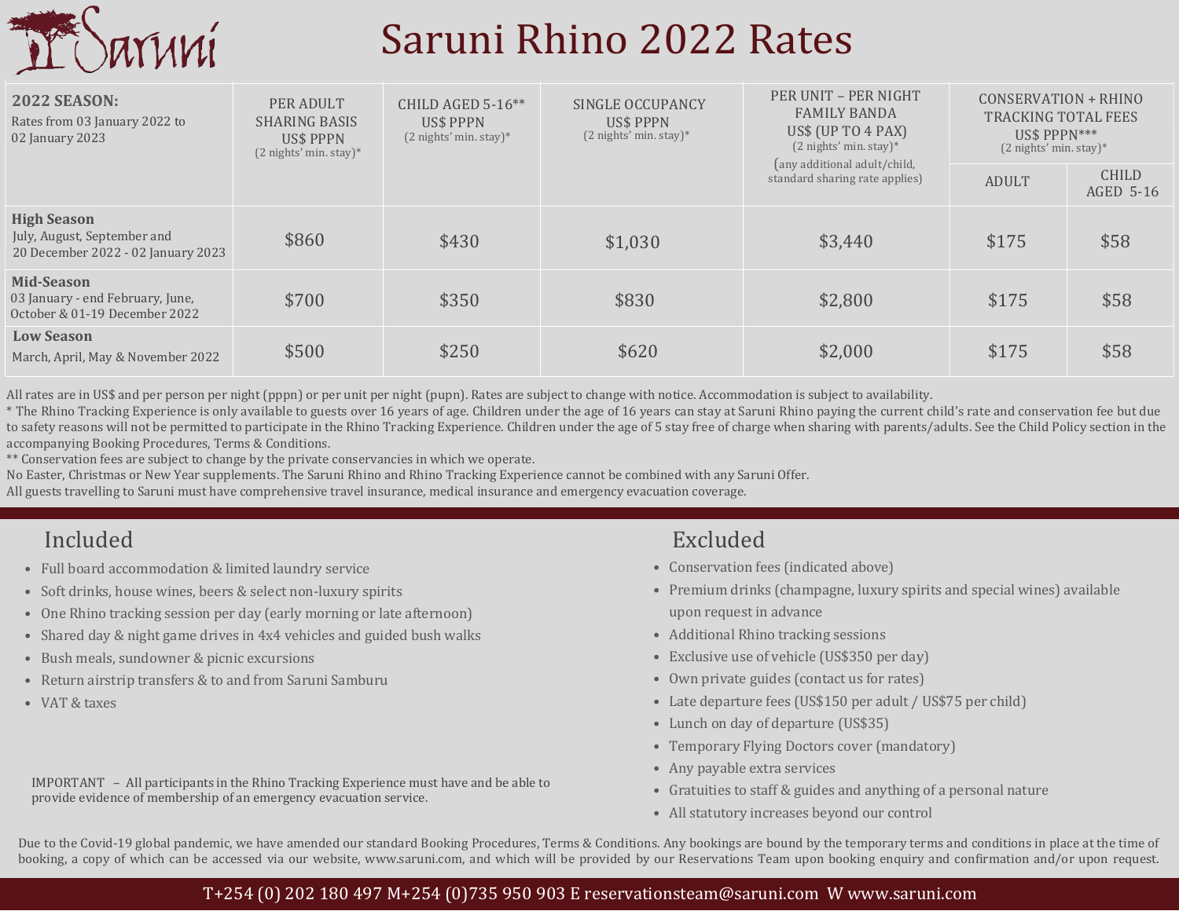# Saruni Rhino 2022 Rates

| **2022 SEASON:** Rates from 03 January 2022 to 02 January 2023 | PER ADULT SHARING BASIS US$ PPPN (2 nights' min. stay)* | CHILD AGED 5-16** US$ PPPN (2 nights' min. stay)* | SINGLE OCCUPANCY US$ PPPN (2 nights' min. stay)* | PER UNIT – PER NIGHT FAMILY BANDA US$ (UP TO 4 PAX) (2 nights' min. stay)* (any additional adult/child, standard sharing rate applies) | CONSERVATION + RHINO TRACKING TOTAL FEES US$ PPPN*** (2 nights' min. stay)* | |
|---|---|---|---|---|---|---|
| | | | | | ADULT | CHILD AGED 5-16 |
| **High Season** July, August, September and 20 December 2022 - 02 January 2023 | $860 | $430 | $1,030 | $3,440 | $175 | $58 |
| **Mid-Season** 03 January - end February, June, October & 01-19 December 2022 | $700 | $350 | $830 | $2,800 | $175 | $58 |
| **Low Season** March, April, May & November 2022 | $500 | $250 | $620 | $2,000 | $175 | $58 |

All rates are in US$ and per person per night (pppn) or per unit per night (pupn). Rates are subject to change with notice. Accommodation is subject to availability.
* The Rhino Tracking Experience is only available to guests over 16 years of age. Children under the age of 16 years can stay at Saruni Rhino paying the current child's rate and conservation fee but due to safety reasons will not be permitted to participate in the Rhino Tracking Experience. Children under the age of 5 stay free of charge when sharing with parents/adults. See the Child Policy section in the accompanying Booking Procedures, Terms & Conditions.
** Conservation fees are subject to change by the private conservancies in which we operate.
No Easter, Christmas or New Year supplements. The Saruni Rhino and Rhino Tracking Experience cannot be combined with any Saruni Offer.
All guests travelling to Saruni must have comprehensive travel insurance, medical insurance and emergency evacuation coverage.

## Included

- Full board accommodation & limited laundry service
- Soft drinks, house wines, beers & select non-luxury spirits
- One Rhino tracking session per day (early morning or late afternoon)
- Shared day & night game drives in 4x4 vehicles and guided bush walks
- Bush meals, sundowner & picnic excursions
- Return airstrip transfers & to and from Saruni Samburu
- VAT & taxes

IMPORTANT – All participants in the Rhino Tracking Experience must have and be able to provide evidence of membership of an emergency evacuation service.

## Excluded

- Conservation fees (indicated above)
- Premium drinks (champagne, luxury spirits and special wines) available upon request in advance
- Additional Rhino tracking sessions
- Exclusive use of vehicle (US$350 per day)
- Own private guides (contact us for rates)
- Late departure fees (US$150 per adult / US$75 per child)
- Lunch on day of departure (US$35)
- Temporary Flying Doctors cover (mandatory)
- Any payable extra services
- Gratuities to staff & guides and anything of a personal nature
- All statutory increases beyond our control

Due to the Covid-19 global pandemic, we have amended our standard Booking Procedures, Terms & Conditions. Any bookings are bound by the temporary terms and conditions in place at the time of booking, a copy of which can be accessed via our website, www.saruni.com, and which will be provided by our Reservations Team upon booking enquiry and confirmation and/or upon request.

T+254 (0) 202 180 497 M+254 (0)735 950 903 E reservationsteam@saruni.com W www.saruni.com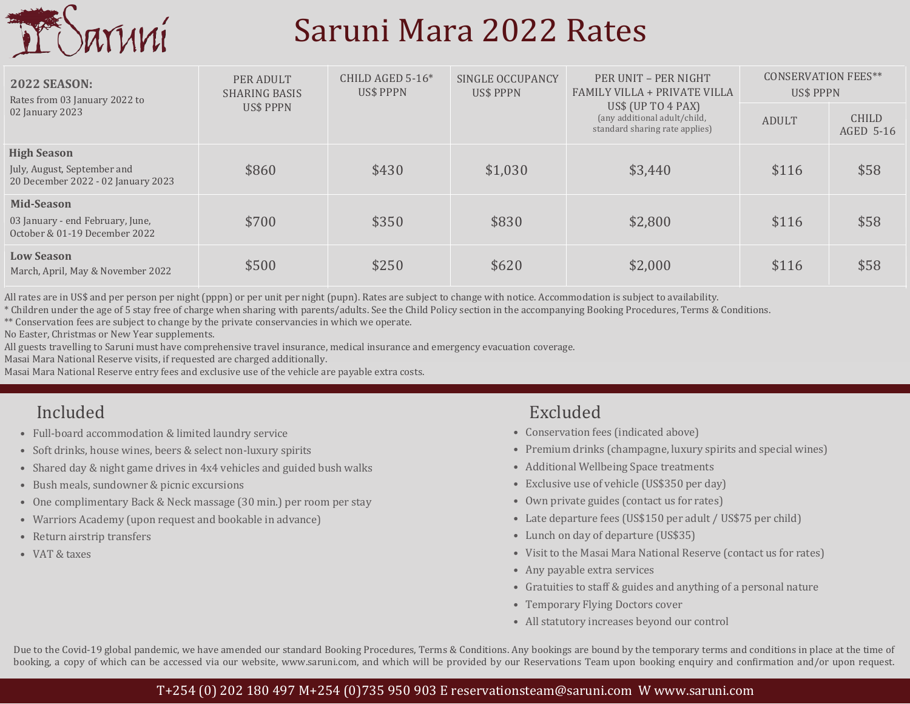# Saruni Mara 2022 Rates

| **2022 SEASON:** Rates from 03 January 2022 to 02 January 2023 | PER ADULT SHARING BASIS US$ PPPN | CHILD AGED 5-16* US$ PPPN | SINGLE OCCUPANCY US$ PPPN | PER UNIT – PER NIGHT FAMILY VILLA + PRIVATE VILLA US$ (UP TO 4 PAX) (any additional adult/child, standard sharing rate applies) | CONSERVATION FEES** US$ PPPN | |
|---|---|---|---|---|---|---|
| | | | | | ADULT | CHILD AGED 5-16 |
| **High Season** July, August, September and 20 December 2022 - 02 January 2023 | $860 | $430 | $1,030 | $3,440 | $116 | $58 |
| **Mid-Season** 03 January - end February, June, October & 01-19 December 2022 | $700 | $350 | $830 | $2,800 | $116 | $58 |
| **Low Season** March, April, May & November 2022 | $500 | $250 | $620 | $2,000 | $116 | $58 |

All rates are in US$ and per person per night (pppn) or per unit per night (pupn). Rates are subject to change with notice. Accommodation is subject to availability.
* Children under the age of 5 stay free of charge when sharing with parents/adults. See the Child Policy section in the accompanying Booking Procedures, Terms & Conditions.
** Conservation fees are subject to change by the private conservancies in which we operate.
No Easter, Christmas or New Year supplements.
All guests travelling to Saruni must have comprehensive travel insurance, medical insurance and emergency evacuation coverage.
Masai Mara National Reserve visits, if requested are charged additionally.
Masai Mara National Reserve entry fees and exclusive use of the vehicle are payable extra costs.

## Included

- Full-board accommodation & limited laundry service
- Soft drinks, house wines, beers & select non-luxury spirits
- Shared day & night game drives in 4x4 vehicles and guided bush walks
- Bush meals, sundowner & picnic excursions
- One complimentary Back & Neck massage (30 min.) per room per stay
- Warriors Academy (upon request and bookable in advance)
- Return airstrip transfers
- VAT & taxes

## Excluded

- Conservation fees (indicated above)
- Premium drinks (champagne, luxury spirits and special wines)
- Additional Wellbeing Space treatments
- Exclusive use of vehicle (US$350 per day)
- Own private guides (contact us for rates)
- Late departure fees (US$150 per adult / US$75 per child)
- Lunch on day of departure (US$35)
- Visit to the Masai Mara National Reserve (contact us for rates)
- Any payable extra services
- Gratuities to staff & guides and anything of a personal nature
- Temporary Flying Doctors cover
- All statutory increases beyond our control

Due to the Covid-19 global pandemic, we have amended our standard Booking Procedures, Terms & Conditions. Any bookings are bound by the temporary terms and conditions in place at the time of booking, a copy of which can be accessed via our website, www.saruni.com, and which will be provided by our Reservations Team upon booking enquiry and confirmation and/or upon request.

T+254 (0) 202 180 497 M+254 (0)735 950 903 E reservationsteam@saruni.com W www.saruni.com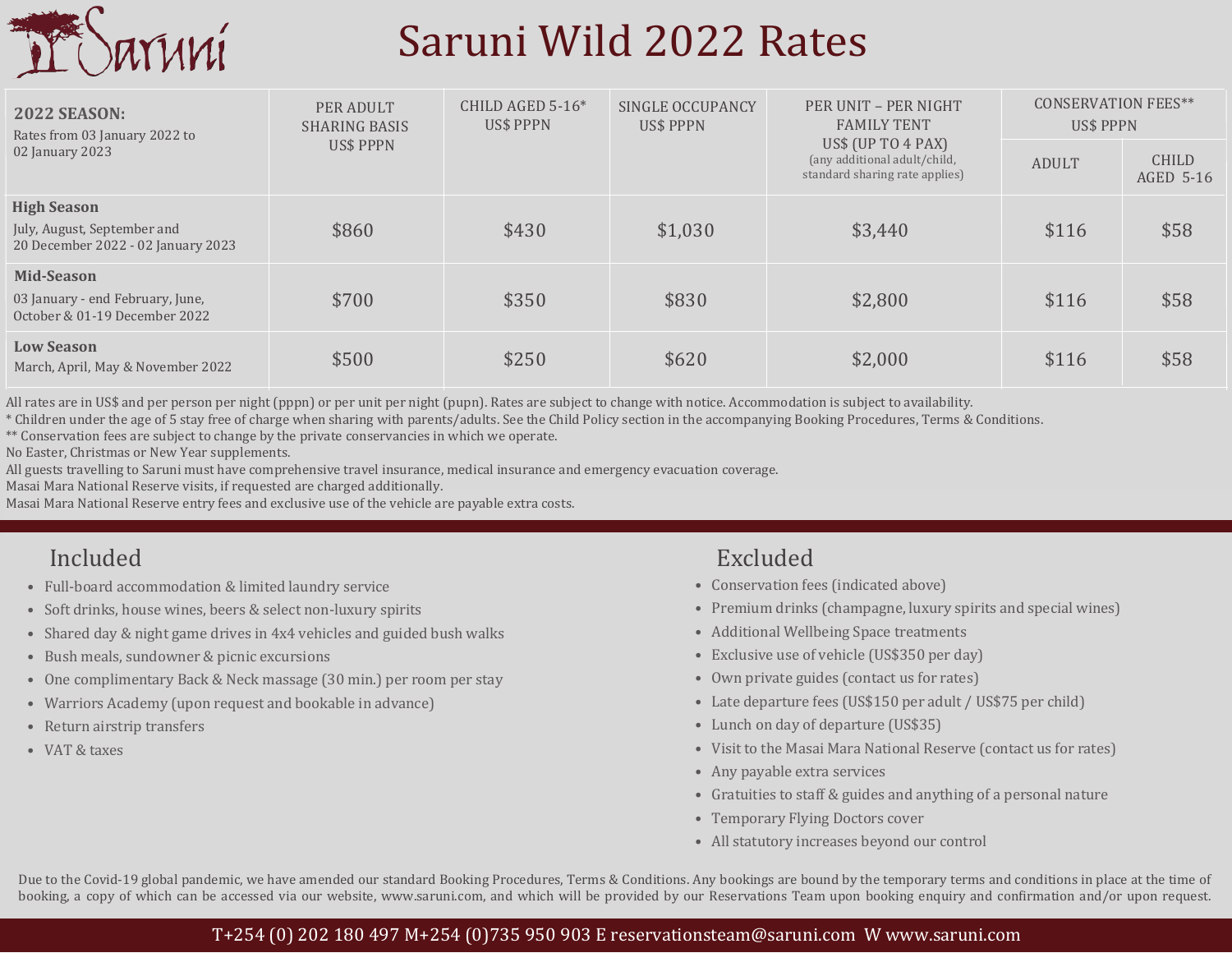# Saruni Wild 2022 Rates

| **2022 SEASON:** Rates from 03 January 2022 to 02 January 2023 | PER ADULT SHARING BASIS US$ PPPN | CHILD AGED 5-16* US$ PPPN | SINGLE OCCUPANCY US$ PPPN | PER UNIT – PER NIGHT FAMILY TENT US$ (UP TO 4 PAX) (any additional adult/child, standard sharing rate applies) | CONSERVATION FEES** US$ PPPN | |
|---|---|---|---|---|---|---|
| | | | | | ADULT | CHILD AGED 5-16 |
| **High Season** July, August, September and 20 December 2022 - 02 January 2023 | $860 | $430 | $1,030 | $3,440 | $116 | $58 |
| **Mid-Season** 03 January - end February, June, October & 01-19 December 2022 | $700 | $350 | $830 | $2,800 | $116 | $58 |
| **Low Season** March, April, May & November 2022 | $500 | $250 | $620 | $2,000 | $116 | $58 |

All rates are in US$ and per person per night (pppn) or per unit per night (pupn). Rates are subject to change with notice. Accommodation is subject to availability.
* Children under the age of 5 stay free of charge when sharing with parents/adults. See the Child Policy section in the accompanying Booking Procedures, Terms & Conditions.
** Conservation fees are subject to change by the private conservancies in which we operate.
No Easter, Christmas or New Year supplements.
All guests travelling to Saruni must have comprehensive travel insurance, medical insurance and emergency evacuation coverage.
Masai Mara National Reserve visits, if requested are charged additionally.
Masai Mara National Reserve entry fees and exclusive use of the vehicle are payable extra costs.

## Included

- Full-board accommodation & limited laundry service
- Soft drinks, house wines, beers & select non-luxury spirits
- Shared day & night game drives in 4x4 vehicles and guided bush walks
- Bush meals, sundowner & picnic excursions
- One complimentary Back & Neck massage (30 min.) per room per stay
- Warriors Academy (upon request and bookable in advance)
- Return airstrip transfers
- VAT & taxes

## Excluded

- Conservation fees (indicated above)
- Premium drinks (champagne, luxury spirits and special wines)
- Additional Wellbeing Space treatments
- Exclusive use of vehicle (US$350 per day)
- Own private guides (contact us for rates)
- Late departure fees (US$150 per adult / US$75 per child)
- Lunch on day of departure (US$35)
- Visit to the Masai Mara National Reserve (contact us for rates)
- Any payable extra services
- Gratuities to staff & guides and anything of a personal nature
- Temporary Flying Doctors cover
- All statutory increases beyond our control

Due to the Covid-19 global pandemic, we have amended our standard Booking Procedures, Terms & Conditions. Any bookings are bound by the temporary terms and conditions in place at the time of booking, a copy of which can be accessed via our website, www.saruni.com, and which will be provided by our Reservations Team upon booking enquiry and confirmation and/or upon request.

T+254 (0) 202 180 497 M+254 (0)735 950 903 E reservationsteam@saruni.com W www.saruni.com